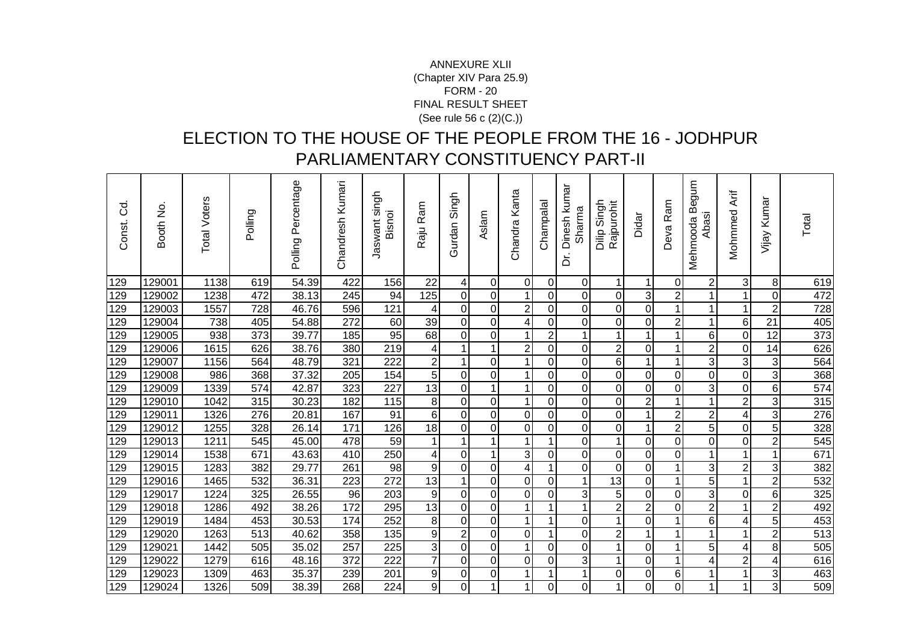ANNEXURE XLII
(Chapter XIV Para 25.9)
FORM - 20
FINAL RESULT SHEET
(See rule 56 c (2)(C.))

# ELECTION TO THE HOUSE OF THE PEOPLE FROM THE 16 - JODHPUR PARLIAMENTARY CONSTITUENCY PART-II

| Const. Cd. | Booth No. | Total Voters | Polling | Polling Percentage | Chandresh Kumari | Jaswant singh Bisnoi | Raju Ram | Gurdan Singh | Aslam | Chandra Kanta | Champalal | Dr. Dinesh kumar Sharma | Dilip Singh Rajpurohit | Didar | Deva Ram | Mehmooda Begum Abasi | Mohmmed Arif | Vijay Kumar | Total |
|---|---|---|---|---|---|---|---|---|---|---|---|---|---|---|---|---|---|---|---|
| 129 | 129001 | 1138 | 619 | 54.39 | 422 | 156 | 22 | 4 | 0 | 0 | 0 | 0 | 1 | 1 | 0 | 2 | 3 | 8 | 619 |
| 129 | 129002 | 1238 | 472 | 38.13 | 245 | 94 | 125 | 0 | 0 | 1 | 0 | 0 | 0 | 3 | 2 | 1 | 1 | 0 | 472 |
| 129 | 129003 | 1557 | 728 | 46.76 | 596 | 121 | 4 | 0 | 0 | 2 | 0 | 0 | 0 | 0 | 1 | 1 | 1 | 2 | 728 |
| 129 | 129004 | 738 | 405 | 54.88 | 272 | 60 | 39 | 0 | 0 | 4 | 0 | 0 | 0 | 0 | 2 | 1 | 6 | 21 | 405 |
| 129 | 129005 | 938 | 373 | 39.77 | 185 | 95 | 68 | 0 | 0 | 1 | 2 | 1 | 1 | 1 | 1 | 6 | 0 | 12 | 373 |
| 129 | 129006 | 1615 | 626 | 38.76 | 380 | 219 | 4 | 1 | 1 | 2 | 0 | 0 | 2 | 0 | 1 | 2 | 0 | 14 | 626 |
| 129 | 129007 | 1156 | 564 | 48.79 | 321 | 222 | 2 | 1 | 0 | 1 | 0 | 0 | 6 | 1 | 1 | 3 | 3 | 3 | 564 |
| 129 | 129008 | 986 | 368 | 37.32 | 205 | 154 | 5 | 0 | 0 | 1 | 0 | 0 | 0 | 0 | 0 | 0 | 0 | 3 | 368 |
| 129 | 129009 | 1339 | 574 | 42.87 | 323 | 227 | 13 | 0 | 1 | 1 | 0 | 0 | 0 | 0 | 0 | 3 | 0 | 6 | 574 |
| 129 | 129010 | 1042 | 315 | 30.23 | 182 | 115 | 8 | 0 | 0 | 1 | 0 | 0 | 0 | 2 | 1 | 1 | 2 | 3 | 315 |
| 129 | 129011 | 1326 | 276 | 20.81 | 167 | 91 | 6 | 0 | 0 | 0 | 0 | 0 | 0 | 1 | 2 | 2 | 4 | 3 | 276 |
| 129 | 129012 | 1255 | 328 | 26.14 | 171 | 126 | 18 | 0 | 0 | 0 | 0 | 0 | 0 | 1 | 2 | 5 | 0 | 5 | 328 |
| 129 | 129013 | 1211 | 545 | 45.00 | 478 | 59 | 1 | 1 | 1 | 1 | 1 | 0 | 1 | 0 | 0 | 0 | 0 | 2 | 545 |
| 129 | 129014 | 1538 | 671 | 43.63 | 410 | 250 | 4 | 0 | 1 | 3 | 0 | 0 | 0 | 0 | 0 | 1 | 1 | 1 | 671 |
| 129 | 129015 | 1283 | 382 | 29.77 | 261 | 98 | 9 | 0 | 0 | 4 | 1 | 0 | 0 | 0 | 1 | 3 | 2 | 3 | 382 |
| 129 | 129016 | 1465 | 532 | 36.31 | 223 | 272 | 13 | 1 | 0 | 0 | 0 | 1 | 13 | 0 | 1 | 5 | 1 | 2 | 532 |
| 129 | 129017 | 1224 | 325 | 26.55 | 96 | 203 | 9 | 0 | 0 | 0 | 0 | 3 | 5 | 0 | 0 | 3 | 0 | 6 | 325 |
| 129 | 129018 | 1286 | 492 | 38.26 | 172 | 295 | 13 | 0 | 0 | 1 | 1 | 1 | 2 | 2 | 0 | 2 | 1 | 2 | 492 |
| 129 | 129019 | 1484 | 453 | 30.53 | 174 | 252 | 8 | 0 | 0 | 1 | 1 | 0 | 1 | 0 | 1 | 6 | 4 | 5 | 453 |
| 129 | 129020 | 1263 | 513 | 40.62 | 358 | 135 | 9 | 2 | 0 | 0 | 1 | 0 | 2 | 1 | 1 | 1 | 1 | 2 | 513 |
| 129 | 129021 | 1442 | 505 | 35.02 | 257 | 225 | 3 | 0 | 0 | 1 | 0 | 0 | 1 | 0 | 1 | 5 | 4 | 8 | 505 |
| 129 | 129022 | 1279 | 616 | 48.16 | 372 | 222 | 7 | 0 | 0 | 0 | 0 | 3 | 1 | 0 | 1 | 4 | 2 | 4 | 616 |
| 129 | 129023 | 1309 | 463 | 35.37 | 239 | 201 | 9 | 0 | 0 | 1 | 1 | 1 | 0 | 0 | 6 | 1 | 1 | 3 | 463 |
| 129 | 129024 | 1326 | 509 | 38.39 | 268 | 224 | 9 | 0 | 1 | 1 | 0 | 0 | 1 | 0 | 0 | 1 | 1 | 3 | 509 |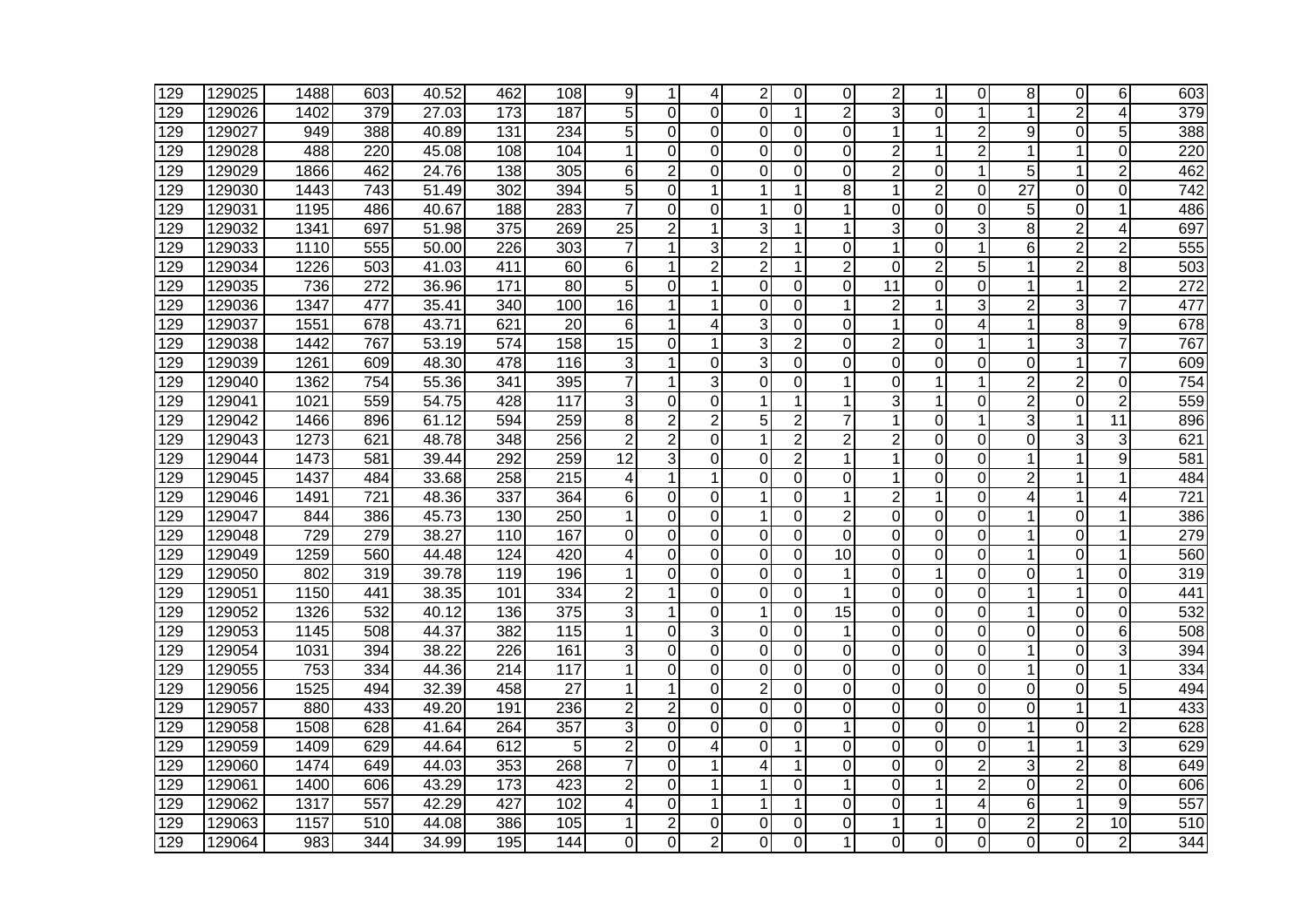| | | | | | | | | | | | | | | | | | | | | |
|---|---|---|---|---|---|---|---|---|---|---|---|---|---|---|---|---|---|---|---|---|
| 129 | 129025 | 1488 | 603 | 40.52 | 462 | 108 | 9 | 1 | 4 | 2 | 0 | 0 | 2 | 1 | 0 | 8 | 0 | 6 | 603 |
| 129 | 129026 | 1402 | 379 | 27.03 | 173 | 187 | 5 | 0 | 0 | 0 | 1 | 2 | 3 | 0 | 1 | 1 | 2 | 4 | 379 |
| 129 | 129027 | 949 | 388 | 40.89 | 131 | 234 | 5 | 0 | 0 | 0 | 0 | 0 | 1 | 1 | 2 | 9 | 0 | 5 | 388 |
| 129 | 129028 | 488 | 220 | 45.08 | 108 | 104 | 1 | 0 | 0 | 0 | 0 | 0 | 2 | 1 | 2 | 1 | 1 | 0 | 220 |
| 129 | 129029 | 1866 | 462 | 24.76 | 138 | 305 | 6 | 2 | 0 | 0 | 0 | 0 | 2 | 0 | 1 | 5 | 1 | 2 | 462 |
| 129 | 129030 | 1443 | 743 | 51.49 | 302 | 394 | 5 | 0 | 1 | 1 | 1 | 8 | 1 | 2 | 0 | 27 | 0 | 0 | 742 |
| 129 | 129031 | 1195 | 486 | 40.67 | 188 | 283 | 7 | 0 | 0 | 1 | 0 | 1 | 0 | 0 | 0 | 5 | 0 | 1 | 486 |
| 129 | 129032 | 1341 | 697 | 51.98 | 375 | 269 | 25 | 2 | 1 | 3 | 1 | 1 | 3 | 0 | 3 | 8 | 2 | 4 | 697 |
| 129 | 129033 | 1110 | 555 | 50.00 | 226 | 303 | 7 | 1 | 3 | 2 | 1 | 0 | 1 | 0 | 1 | 6 | 2 | 2 | 555 |
| 129 | 129034 | 1226 | 503 | 41.03 | 411 | 60 | 6 | 1 | 2 | 2 | 1 | 2 | 0 | 2 | 5 | 1 | 2 | 8 | 503 |
| 129 | 129035 | 736 | 272 | 36.96 | 171 | 80 | 5 | 0 | 1 | 0 | 0 | 0 | 11 | 0 | 0 | 1 | 1 | 2 | 272 |
| 129 | 129036 | 1347 | 477 | 35.41 | 340 | 100 | 16 | 1 | 1 | 0 | 0 | 1 | 2 | 1 | 3 | 2 | 3 | 7 | 477 |
| 129 | 129037 | 1551 | 678 | 43.71 | 621 | 20 | 6 | 1 | 4 | 3 | 0 | 0 | 1 | 0 | 4 | 1 | 8 | 9 | 678 |
| 129 | 129038 | 1442 | 767 | 53.19 | 574 | 158 | 15 | 0 | 1 | 3 | 2 | 0 | 2 | 0 | 1 | 1 | 3 | 7 | 767 |
| 129 | 129039 | 1261 | 609 | 48.30 | 478 | 116 | 3 | 1 | 0 | 3 | 0 | 0 | 0 | 0 | 0 | 0 | 1 | 7 | 609 |
| 129 | 129040 | 1362 | 754 | 55.36 | 341 | 395 | 7 | 1 | 3 | 0 | 0 | 1 | 0 | 1 | 1 | 2 | 2 | 0 | 754 |
| 129 | 129041 | 1021 | 559 | 54.75 | 428 | 117 | 3 | 0 | 0 | 1 | 1 | 1 | 3 | 1 | 0 | 2 | 0 | 2 | 559 |
| 129 | 129042 | 1466 | 896 | 61.12 | 594 | 259 | 8 | 2 | 2 | 5 | 2 | 7 | 1 | 0 | 1 | 3 | 1 | 11 | 896 |
| 129 | 129043 | 1273 | 621 | 48.78 | 348 | 256 | 2 | 2 | 0 | 1 | 2 | 2 | 2 | 0 | 0 | 0 | 3 | 3 | 621 |
| 129 | 129044 | 1473 | 581 | 39.44 | 292 | 259 | 12 | 3 | 0 | 0 | 2 | 1 | 1 | 0 | 0 | 1 | 1 | 9 | 581 |
| 129 | 129045 | 1437 | 484 | 33.68 | 258 | 215 | 4 | 1 | 1 | 0 | 0 | 0 | 1 | 0 | 0 | 2 | 1 | 1 | 484 |
| 129 | 129046 | 1491 | 721 | 48.36 | 337 | 364 | 6 | 0 | 0 | 1 | 0 | 1 | 2 | 1 | 0 | 4 | 1 | 4 | 721 |
| 129 | 129047 | 844 | 386 | 45.73 | 130 | 250 | 1 | 0 | 0 | 1 | 0 | 2 | 0 | 0 | 0 | 1 | 0 | 1 | 386 |
| 129 | 129048 | 729 | 279 | 38.27 | 110 | 167 | 0 | 0 | 0 | 0 | 0 | 0 | 0 | 0 | 0 | 1 | 0 | 1 | 279 |
| 129 | 129049 | 1259 | 560 | 44.48 | 124 | 420 | 4 | 0 | 0 | 0 | 0 | 10 | 0 | 0 | 0 | 1 | 0 | 1 | 560 |
| 129 | 129050 | 802 | 319 | 39.78 | 119 | 196 | 1 | 0 | 0 | 0 | 0 | 1 | 0 | 1 | 0 | 0 | 1 | 0 | 319 |
| 129 | 129051 | 1150 | 441 | 38.35 | 101 | 334 | 2 | 1 | 0 | 0 | 0 | 1 | 0 | 0 | 0 | 1 | 1 | 0 | 441 |
| 129 | 129052 | 1326 | 532 | 40.12 | 136 | 375 | 3 | 1 | 0 | 1 | 0 | 15 | 0 | 0 | 0 | 1 | 0 | 0 | 532 |
| 129 | 129053 | 1145 | 508 | 44.37 | 382 | 115 | 1 | 0 | 3 | 0 | 0 | 1 | 0 | 0 | 0 | 0 | 0 | 6 | 508 |
| 129 | 129054 | 1031 | 394 | 38.22 | 226 | 161 | 3 | 0 | 0 | 0 | 0 | 0 | 0 | 0 | 0 | 1 | 0 | 3 | 394 |
| 129 | 129055 | 753 | 334 | 44.36 | 214 | 117 | 1 | 0 | 0 | 0 | 0 | 0 | 0 | 0 | 0 | 1 | 0 | 1 | 334 |
| 129 | 129056 | 1525 | 494 | 32.39 | 458 | 27 | 1 | 1 | 0 | 2 | 0 | 0 | 0 | 0 | 0 | 0 | 0 | 5 | 494 |
| 129 | 129057 | 880 | 433 | 49.20 | 191 | 236 | 2 | 2 | 0 | 0 | 0 | 0 | 0 | 0 | 0 | 0 | 1 | 1 | 433 |
| 129 | 129058 | 1508 | 628 | 41.64 | 264 | 357 | 3 | 0 | 0 | 0 | 0 | 1 | 0 | 0 | 0 | 1 | 0 | 2 | 628 |
| 129 | 129059 | 1409 | 629 | 44.64 | 612 | 5 | 2 | 0 | 4 | 0 | 1 | 0 | 0 | 0 | 0 | 1 | 1 | 3 | 629 |
| 129 | 129060 | 1474 | 649 | 44.03 | 353 | 268 | 7 | 0 | 1 | 4 | 1 | 0 | 0 | 0 | 2 | 3 | 2 | 8 | 649 |
| 129 | 129061 | 1400 | 606 | 43.29 | 173 | 423 | 2 | 0 | 1 | 1 | 0 | 1 | 0 | 1 | 2 | 0 | 2 | 0 | 606 |
| 129 | 129062 | 1317 | 557 | 42.29 | 427 | 102 | 4 | 0 | 1 | 1 | 1 | 0 | 0 | 1 | 4 | 6 | 1 | 9 | 557 |
| 129 | 129063 | 1157 | 510 | 44.08 | 386 | 105 | 1 | 2 | 0 | 0 | 0 | 0 | 1 | 1 | 0 | 2 | 2 | 10 | 510 |
| 129 | 129064 | 983 | 344 | 34.99 | 195 | 144 | 0 | 0 | 2 | 0 | 0 | 1 | 0 | 0 | 0 | 0 | 0 | 2 | 344 |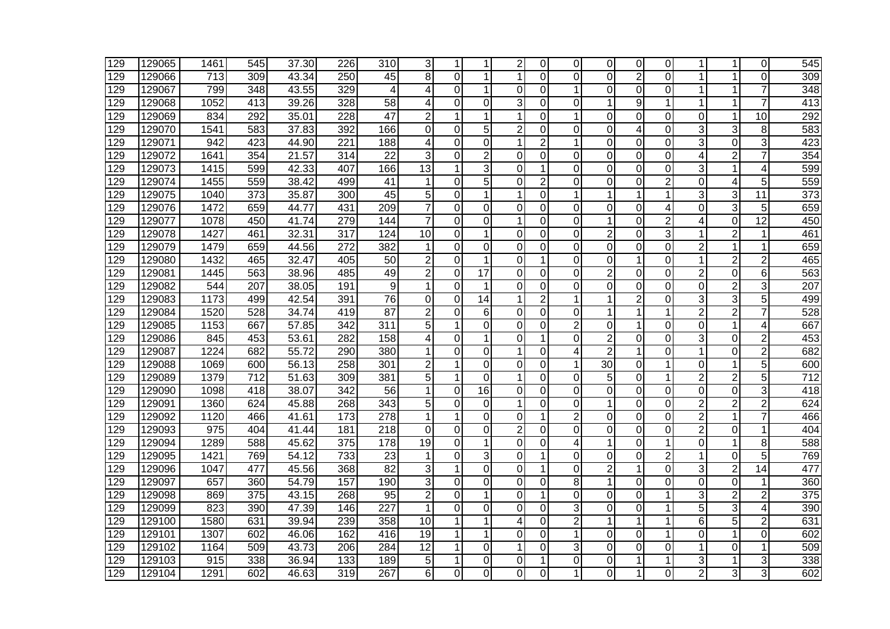| 129 | 129065 | 1461 | 545 | 37.30 | 226 | 310 | 3 | 1 | 1 | 2 | 0 | 0 | 0 | 0 | 0 | 1 | 1 | 0 | 545 |
|---|---|---|---|---|---|---|---|---|---|---|---|---|---|---|---|---|---|---|---|
| 129 | 129066 | 713 | 309 | 43.34 | 250 | 45 | 8 | 0 | 1 | 1 | 0 | 0 | 0 | 2 | 0 | 1 | 1 | 0 | 309 |
| 129 | 129067 | 799 | 348 | 43.55 | 329 | 4 | 4 | 0 | 1 | 0 | 0 | 1 | 0 | 0 | 0 | 1 | 1 | 7 | 348 |
| 129 | 129068 | 1052 | 413 | 39.26 | 328 | 58 | 4 | 0 | 0 | 3 | 0 | 0 | 1 | 9 | 1 | 1 | 1 | 7 | 413 |
| 129 | 129069 | 834 | 292 | 35.01 | 228 | 47 | 2 | 1 | 1 | 1 | 0 | 1 | 0 | 0 | 0 | 0 | 1 | 10 | 292 |
| 129 | 129070 | 1541 | 583 | 37.83 | 392 | 166 | 0 | 0 | 5 | 2 | 0 | 0 | 0 | 4 | 0 | 3 | 3 | 8 | 583 |
| 129 | 129071 | 942 | 423 | 44.90 | 221 | 188 | 4 | 0 | 0 | 1 | 2 | 1 | 0 | 0 | 0 | 3 | 0 | 3 | 423 |
| 129 | 129072 | 1641 | 354 | 21.57 | 314 | 22 | 3 | 0 | 2 | 0 | 0 | 0 | 0 | 0 | 0 | 4 | 2 | 7 | 354 |
| 129 | 129073 | 1415 | 599 | 42.33 | 407 | 166 | 13 | 1 | 3 | 0 | 1 | 0 | 0 | 0 | 0 | 3 | 1 | 4 | 599 |
| 129 | 129074 | 1455 | 559 | 38.42 | 499 | 41 | 1 | 0 | 5 | 0 | 2 | 0 | 0 | 0 | 2 | 0 | 4 | 5 | 559 |
| 129 | 129075 | 1040 | 373 | 35.87 | 300 | 45 | 5 | 0 | 1 | 1 | 0 | 1 | 1 | 1 | 1 | 3 | 3 | 11 | 373 |
| 129 | 129076 | 1472 | 659 | 44.77 | 431 | 209 | 7 | 0 | 0 | 0 | 0 | 0 | 0 | 0 | 4 | 0 | 3 | 5 | 659 |
| 129 | 129077 | 1078 | 450 | 41.74 | 279 | 144 | 7 | 0 | 0 | 1 | 0 | 0 | 1 | 0 | 2 | 4 | 0 | 12 | 450 |
| 129 | 129078 | 1427 | 461 | 32.31 | 317 | 124 | 10 | 0 | 1 | 0 | 0 | 0 | 2 | 0 | 3 | 1 | 2 | 1 | 461 |
| 129 | 129079 | 1479 | 659 | 44.56 | 272 | 382 | 1 | 0 | 0 | 0 | 0 | 0 | 0 | 0 | 0 | 2 | 1 | 1 | 659 |
| 129 | 129080 | 1432 | 465 | 32.47 | 405 | 50 | 2 | 0 | 1 | 0 | 1 | 0 | 0 | 1 | 0 | 1 | 2 | 2 | 465 |
| 129 | 129081 | 1445 | 563 | 38.96 | 485 | 49 | 2 | 0 | 17 | 0 | 0 | 0 | 2 | 0 | 0 | 2 | 0 | 6 | 563 |
| 129 | 129082 | 544 | 207 | 38.05 | 191 | 9 | 1 | 0 | 1 | 0 | 0 | 0 | 0 | 0 | 0 | 0 | 2 | 3 | 207 |
| 129 | 129083 | 1173 | 499 | 42.54 | 391 | 76 | 0 | 0 | 14 | 1 | 2 | 1 | 1 | 2 | 0 | 3 | 3 | 5 | 499 |
| 129 | 129084 | 1520 | 528 | 34.74 | 419 | 87 | 2 | 0 | 6 | 0 | 0 | 0 | 1 | 1 | 1 | 2 | 2 | 7 | 528 |
| 129 | 129085 | 1153 | 667 | 57.85 | 342 | 311 | 5 | 1 | 0 | 0 | 0 | 2 | 0 | 1 | 0 | 0 | 1 | 4 | 667 |
| 129 | 129086 | 845 | 453 | 53.61 | 282 | 158 | 4 | 0 | 1 | 0 | 1 | 0 | 2 | 0 | 0 | 3 | 0 | 2 | 453 |
| 129 | 129087 | 1224 | 682 | 55.72 | 290 | 380 | 1 | 0 | 0 | 1 | 0 | 4 | 2 | 1 | 0 | 1 | 0 | 2 | 682 |
| 129 | 129088 | 1069 | 600 | 56.13 | 258 | 301 | 2 | 1 | 0 | 0 | 0 | 1 | 30 | 0 | 1 | 0 | 1 | 5 | 600 |
| 129 | 129089 | 1379 | 712 | 51.63 | 309 | 381 | 5 | 1 | 0 | 1 | 0 | 0 | 5 | 0 | 1 | 2 | 2 | 5 | 712 |
| 129 | 129090 | 1098 | 418 | 38.07 | 342 | 56 | 1 | 0 | 16 | 0 | 0 | 0 | 0 | 0 | 0 | 0 | 0 | 3 | 418 |
| 129 | 129091 | 1360 | 624 | 45.88 | 268 | 343 | 5 | 0 | 0 | 1 | 0 | 0 | 1 | 0 | 0 | 2 | 2 | 2 | 624 |
| 129 | 129092 | 1120 | 466 | 41.61 | 173 | 278 | 1 | 1 | 0 | 0 | 1 | 2 | 0 | 0 | 0 | 2 | 1 | 7 | 466 |
| 129 | 129093 | 975 | 404 | 41.44 | 181 | 218 | 0 | 0 | 0 | 2 | 0 | 0 | 0 | 0 | 0 | 2 | 0 | 1 | 404 |
| 129 | 129094 | 1289 | 588 | 45.62 | 375 | 178 | 19 | 0 | 1 | 0 | 0 | 4 | 1 | 0 | 1 | 0 | 1 | 8 | 588 |
| 129 | 129095 | 1421 | 769 | 54.12 | 733 | 23 | 1 | 0 | 3 | 0 | 1 | 0 | 0 | 0 | 2 | 1 | 0 | 5 | 769 |
| 129 | 129096 | 1047 | 477 | 45.56 | 368 | 82 | 3 | 1 | 0 | 0 | 1 | 0 | 2 | 1 | 0 | 3 | 2 | 14 | 477 |
| 129 | 129097 | 657 | 360 | 54.79 | 157 | 190 | 3 | 0 | 0 | 0 | 0 | 8 | 1 | 0 | 0 | 0 | 0 | 1 | 360 |
| 129 | 129098 | 869 | 375 | 43.15 | 268 | 95 | 2 | 0 | 1 | 0 | 1 | 0 | 0 | 0 | 1 | 3 | 2 | 2 | 375 |
| 129 | 129099 | 823 | 390 | 47.39 | 146 | 227 | 1 | 0 | 0 | 0 | 0 | 3 | 0 | 0 | 1 | 5 | 3 | 4 | 390 |
| 129 | 129100 | 1580 | 631 | 39.94 | 239 | 358 | 10 | 1 | 1 | 4 | 0 | 2 | 1 | 1 | 1 | 6 | 5 | 2 | 631 |
| 129 | 129101 | 1307 | 602 | 46.06 | 162 | 416 | 19 | 1 | 1 | 0 | 0 | 1 | 0 | 0 | 1 | 0 | 1 | 0 | 602 |
| 129 | 129102 | 1164 | 509 | 43.73 | 206 | 284 | 12 | 1 | 0 | 1 | 0 | 3 | 0 | 0 | 0 | 1 | 0 | 1 | 509 |
| 129 | 129103 | 915 | 338 | 36.94 | 133 | 189 | 5 | 1 | 0 | 0 | 1 | 0 | 0 | 1 | 1 | 3 | 1 | 3 | 338 |
| 129 | 129104 | 1291 | 602 | 46.63 | 319 | 267 | 6 | 0 | 0 | 0 | 0 | 1 | 0 | 1 | 0 | 2 | 3 | 3 | 602 |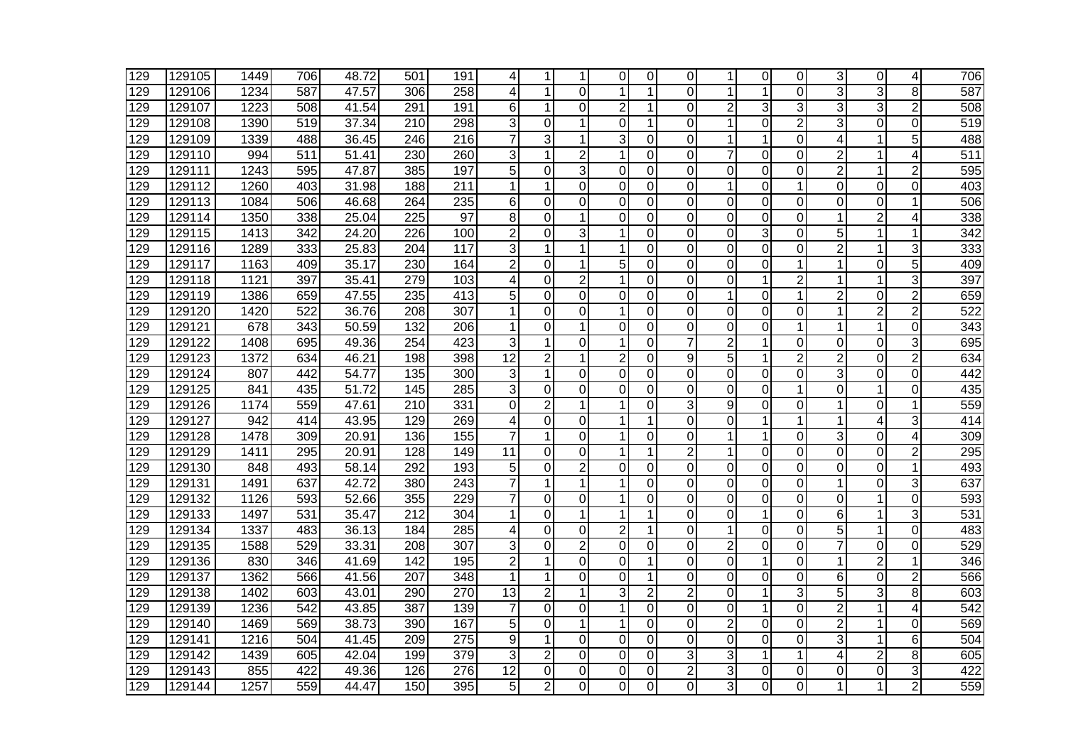| | | | | | | | | | | | | | | | | | | | |
|---|---|---|---|---|---|---|---|---|---|---|---|---|---|---|---|---|---|---|---|
| 129 | 129105 | 1449 | 706 | 48.72 | 501 | 191 | 4 | 1 | 1 | 0 | 0 | 0 | 1 | 0 | 0 | 3 | 0 | 4 | 706 |
| 129 | 129106 | 1234 | 587 | 47.57 | 306 | 258 | 4 | 1 | 0 | 1 | 1 | 0 | 1 | 1 | 0 | 3 | 3 | 8 | 587 |
| 129 | 129107 | 1223 | 508 | 41.54 | 291 | 191 | 6 | 1 | 0 | 2 | 1 | 0 | 2 | 3 | 3 | 3 | 3 | 2 | 508 |
| 129 | 129108 | 1390 | 519 | 37.34 | 210 | 298 | 3 | 0 | 1 | 0 | 1 | 0 | 1 | 0 | 2 | 3 | 0 | 0 | 519 |
| 129 | 129109 | 1339 | 488 | 36.45 | 246 | 216 | 7 | 3 | 1 | 3 | 0 | 0 | 1 | 1 | 0 | 4 | 1 | 5 | 488 |
| 129 | 129110 | 994 | 511 | 51.41 | 230 | 260 | 3 | 1 | 2 | 1 | 0 | 0 | 7 | 0 | 0 | 2 | 1 | 4 | 511 |
| 129 | 129111 | 1243 | 595 | 47.87 | 385 | 197 | 5 | 0 | 3 | 0 | 0 | 0 | 0 | 0 | 0 | 2 | 1 | 2 | 595 |
| 129 | 129112 | 1260 | 403 | 31.98 | 188 | 211 | 1 | 1 | 0 | 0 | 0 | 0 | 1 | 0 | 1 | 0 | 0 | 0 | 403 |
| 129 | 129113 | 1084 | 506 | 46.68 | 264 | 235 | 6 | 0 | 0 | 0 | 0 | 0 | 0 | 0 | 0 | 0 | 0 | 1 | 506 |
| 129 | 129114 | 1350 | 338 | 25.04 | 225 | 97 | 8 | 0 | 1 | 0 | 0 | 0 | 0 | 0 | 0 | 1 | 2 | 4 | 338 |
| 129 | 129115 | 1413 | 342 | 24.20 | 226 | 100 | 2 | 0 | 3 | 1 | 0 | 0 | 0 | 3 | 0 | 5 | 1 | 1 | 342 |
| 129 | 129116 | 1289 | 333 | 25.83 | 204 | 117 | 3 | 1 | 1 | 1 | 0 | 0 | 0 | 0 | 0 | 2 | 1 | 3 | 333 |
| 129 | 129117 | 1163 | 409 | 35.17 | 230 | 164 | 2 | 0 | 1 | 5 | 0 | 0 | 0 | 0 | 1 | 1 | 0 | 5 | 409 |
| 129 | 129118 | 1121 | 397 | 35.41 | 279 | 103 | 4 | 0 | 2 | 1 | 0 | 0 | 0 | 1 | 2 | 1 | 1 | 3 | 397 |
| 129 | 129119 | 1386 | 659 | 47.55 | 235 | 413 | 5 | 0 | 0 | 0 | 0 | 0 | 1 | 0 | 1 | 2 | 0 | 2 | 659 |
| 129 | 129120 | 1420 | 522 | 36.76 | 208 | 307 | 1 | 0 | 0 | 1 | 0 | 0 | 0 | 0 | 0 | 1 | 2 | 2 | 522 |
| 129 | 129121 | 678 | 343 | 50.59 | 132 | 206 | 1 | 0 | 1 | 0 | 0 | 0 | 0 | 0 | 1 | 1 | 1 | 0 | 343 |
| 129 | 129122 | 1408 | 695 | 49.36 | 254 | 423 | 3 | 1 | 0 | 1 | 0 | 7 | 2 | 1 | 0 | 0 | 0 | 3 | 695 |
| 129 | 129123 | 1372 | 634 | 46.21 | 198 | 398 | 12 | 2 | 1 | 2 | 0 | 9 | 5 | 1 | 2 | 2 | 0 | 2 | 634 |
| 129 | 129124 | 807 | 442 | 54.77 | 135 | 300 | 3 | 1 | 0 | 0 | 0 | 0 | 0 | 0 | 0 | 3 | 0 | 0 | 442 |
| 129 | 129125 | 841 | 435 | 51.72 | 145 | 285 | 3 | 0 | 0 | 0 | 0 | 0 | 0 | 0 | 1 | 0 | 1 | 0 | 435 |
| 129 | 129126 | 1174 | 559 | 47.61 | 210 | 331 | 0 | 2 | 1 | 1 | 0 | 3 | 9 | 0 | 0 | 1 | 0 | 1 | 559 |
| 129 | 129127 | 942 | 414 | 43.95 | 129 | 269 | 4 | 0 | 0 | 1 | 1 | 0 | 0 | 1 | 1 | 1 | 4 | 3 | 414 |
| 129 | 129128 | 1478 | 309 | 20.91 | 136 | 155 | 7 | 1 | 0 | 1 | 0 | 0 | 1 | 1 | 0 | 3 | 0 | 4 | 309 |
| 129 | 129129 | 1411 | 295 | 20.91 | 128 | 149 | 11 | 0 | 0 | 1 | 1 | 2 | 1 | 0 | 0 | 0 | 0 | 2 | 295 |
| 129 | 129130 | 848 | 493 | 58.14 | 292 | 193 | 5 | 0 | 2 | 0 | 0 | 0 | 0 | 0 | 0 | 0 | 0 | 1 | 493 |
| 129 | 129131 | 1491 | 637 | 42.72 | 380 | 243 | 7 | 1 | 1 | 1 | 0 | 0 | 0 | 0 | 0 | 1 | 0 | 3 | 637 |
| 129 | 129132 | 1126 | 593 | 52.66 | 355 | 229 | 7 | 0 | 0 | 1 | 0 | 0 | 0 | 0 | 0 | 0 | 1 | 0 | 593 |
| 129 | 129133 | 1497 | 531 | 35.47 | 212 | 304 | 1 | 0 | 1 | 1 | 1 | 0 | 0 | 1 | 0 | 6 | 1 | 3 | 531 |
| 129 | 129134 | 1337 | 483 | 36.13 | 184 | 285 | 4 | 0 | 0 | 2 | 1 | 0 | 1 | 0 | 0 | 5 | 1 | 0 | 483 |
| 129 | 129135 | 1588 | 529 | 33.31 | 208 | 307 | 3 | 0 | 2 | 0 | 0 | 0 | 2 | 0 | 0 | 7 | 0 | 0 | 529 |
| 129 | 129136 | 830 | 346 | 41.69 | 142 | 195 | 2 | 1 | 0 | 0 | 1 | 0 | 0 | 1 | 0 | 1 | 2 | 1 | 346 |
| 129 | 129137 | 1362 | 566 | 41.56 | 207 | 348 | 1 | 1 | 0 | 0 | 1 | 0 | 0 | 0 | 0 | 6 | 0 | 2 | 566 |
| 129 | 129138 | 1402 | 603 | 43.01 | 290 | 270 | 13 | 2 | 1 | 3 | 2 | 2 | 0 | 1 | 3 | 5 | 3 | 8 | 603 |
| 129 | 129139 | 1236 | 542 | 43.85 | 387 | 139 | 7 | 0 | 0 | 1 | 0 | 0 | 0 | 1 | 0 | 2 | 1 | 4 | 542 |
| 129 | 129140 | 1469 | 569 | 38.73 | 390 | 167 | 5 | 0 | 1 | 1 | 0 | 0 | 2 | 0 | 0 | 2 | 1 | 0 | 569 |
| 129 | 129141 | 1216 | 504 | 41.45 | 209 | 275 | 9 | 1 | 0 | 0 | 0 | 0 | 0 | 0 | 0 | 3 | 1 | 6 | 504 |
| 129 | 129142 | 1439 | 605 | 42.04 | 199 | 379 | 3 | 2 | 0 | 0 | 0 | 3 | 3 | 1 | 1 | 4 | 2 | 8 | 605 |
| 129 | 129143 | 855 | 422 | 49.36 | 126 | 276 | 12 | 0 | 0 | 0 | 0 | 2 | 3 | 0 | 0 | 0 | 0 | 3 | 422 |
| 129 | 129144 | 1257 | 559 | 44.47 | 150 | 395 | 5 | 2 | 0 | 0 | 0 | 0 | 3 | 0 | 0 | 1 | 1 | 2 | 559 |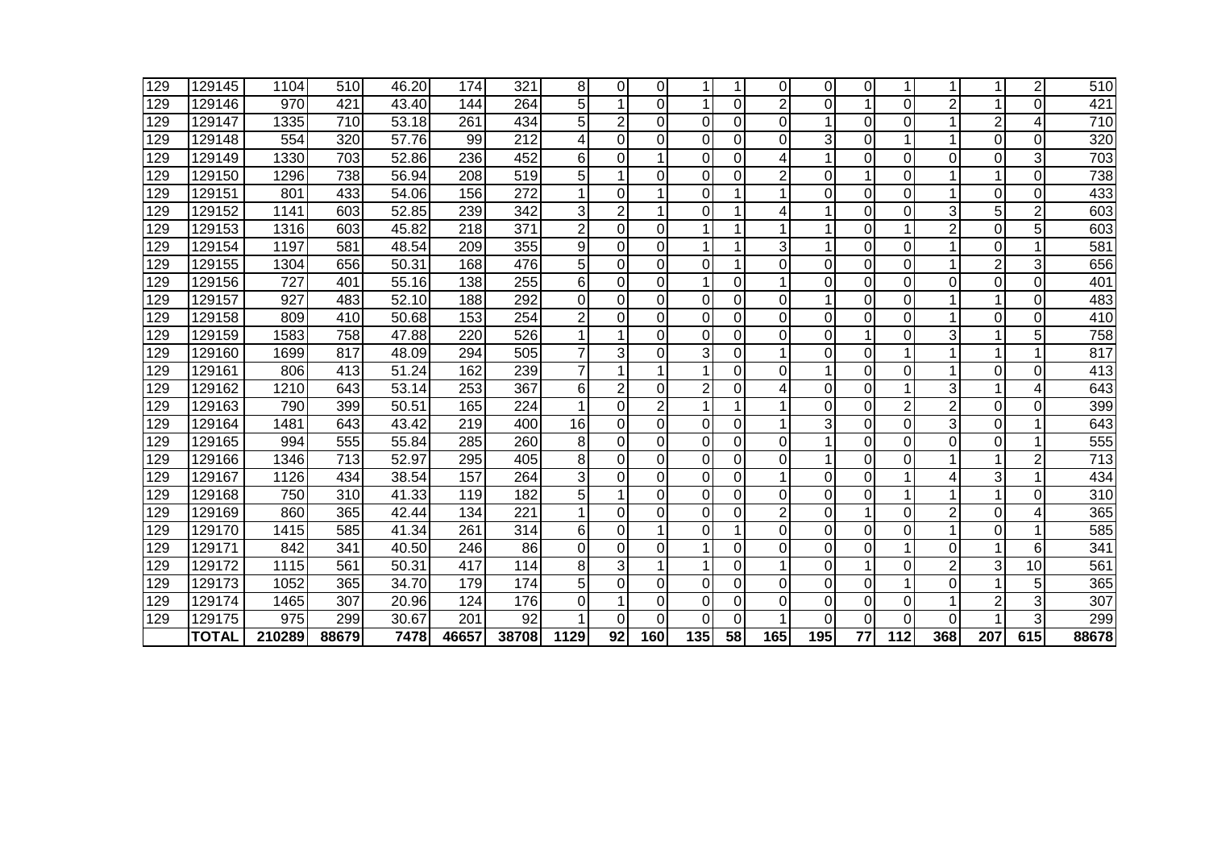| | | | | | | | | | | | | | | | | | | | | |
|---|---|---|---|---|---|---|---|---|---|---|---|---|---|---|---|---|---|---|---|---|
| 129 | 129145 | 1104 | 510 | 46.20 | 174 | 321 | 8 | 0 | 0 | 1 | 1 | 0 | 0 | 0 | 1 | 1 | 1 | 2 | 510 |
| 129 | 129146 | 970 | 421 | 43.40 | 144 | 264 | 5 | 1 | 0 | 1 | 0 | 2 | 0 | 1 | 0 | 2 | 1 | 0 | 421 |
| 129 | 129147 | 1335 | 710 | 53.18 | 261 | 434 | 5 | 2 | 0 | 0 | 0 | 0 | 1 | 0 | 0 | 1 | 2 | 4 | 710 |
| 129 | 129148 | 554 | 320 | 57.76 | 99 | 212 | 4 | 0 | 0 | 0 | 0 | 0 | 3 | 0 | 1 | 1 | 0 | 0 | 320 |
| 129 | 129149 | 1330 | 703 | 52.86 | 236 | 452 | 6 | 0 | 1 | 0 | 0 | 4 | 1 | 0 | 0 | 0 | 0 | 3 | 703 |
| 129 | 129150 | 1296 | 738 | 56.94 | 208 | 519 | 5 | 1 | 0 | 0 | 0 | 2 | 0 | 1 | 0 | 1 | 1 | 0 | 738 |
| 129 | 129151 | 801 | 433 | 54.06 | 156 | 272 | 1 | 0 | 1 | 0 | 1 | 1 | 0 | 0 | 0 | 1 | 0 | 0 | 433 |
| 129 | 129152 | 1141 | 603 | 52.85 | 239 | 342 | 3 | 2 | 1 | 0 | 1 | 4 | 1 | 0 | 0 | 3 | 5 | 2 | 603 |
| 129 | 129153 | 1316 | 603 | 45.82 | 218 | 371 | 2 | 0 | 0 | 1 | 1 | 1 | 1 | 0 | 1 | 2 | 0 | 5 | 603 |
| 129 | 129154 | 1197 | 581 | 48.54 | 209 | 355 | 9 | 0 | 0 | 1 | 1 | 3 | 1 | 0 | 0 | 1 | 0 | 1 | 581 |
| 129 | 129155 | 1304 | 656 | 50.31 | 168 | 476 | 5 | 0 | 0 | 0 | 1 | 0 | 0 | 0 | 0 | 1 | 2 | 3 | 656 |
| 129 | 129156 | 727 | 401 | 55.16 | 138 | 255 | 6 | 0 | 0 | 1 | 0 | 1 | 0 | 0 | 0 | 0 | 0 | 0 | 401 |
| 129 | 129157 | 927 | 483 | 52.10 | 188 | 292 | 0 | 0 | 0 | 0 | 0 | 0 | 1 | 0 | 0 | 1 | 1 | 0 | 483 |
| 129 | 129158 | 809 | 410 | 50.68 | 153 | 254 | 2 | 0 | 0 | 0 | 0 | 0 | 0 | 0 | 0 | 1 | 0 | 0 | 410 |
| 129 | 129159 | 1583 | 758 | 47.88 | 220 | 526 | 1 | 1 | 0 | 0 | 0 | 0 | 0 | 1 | 0 | 3 | 1 | 5 | 758 |
| 129 | 129160 | 1699 | 817 | 48.09 | 294 | 505 | 7 | 3 | 0 | 3 | 0 | 1 | 0 | 0 | 1 | 1 | 1 | 1 | 817 |
| 129 | 129161 | 806 | 413 | 51.24 | 162 | 239 | 7 | 1 | 1 | 1 | 0 | 0 | 1 | 0 | 0 | 1 | 0 | 0 | 413 |
| 129 | 129162 | 1210 | 643 | 53.14 | 253 | 367 | 6 | 2 | 0 | 2 | 0 | 4 | 0 | 0 | 1 | 3 | 1 | 4 | 643 |
| 129 | 129163 | 790 | 399 | 50.51 | 165 | 224 | 1 | 0 | 2 | 1 | 1 | 1 | 0 | 0 | 2 | 2 | 0 | 0 | 399 |
| 129 | 129164 | 1481 | 643 | 43.42 | 219 | 400 | 16 | 0 | 0 | 0 | 0 | 1 | 3 | 0 | 0 | 3 | 0 | 1 | 643 |
| 129 | 129165 | 994 | 555 | 55.84 | 285 | 260 | 8 | 0 | 0 | 0 | 0 | 0 | 1 | 0 | 0 | 0 | 0 | 1 | 555 |
| 129 | 129166 | 1346 | 713 | 52.97 | 295 | 405 | 8 | 0 | 0 | 0 | 0 | 0 | 1 | 0 | 0 | 1 | 1 | 2 | 713 |
| 129 | 129167 | 1126 | 434 | 38.54 | 157 | 264 | 3 | 0 | 0 | 0 | 0 | 1 | 0 | 0 | 1 | 4 | 3 | 1 | 434 |
| 129 | 129168 | 750 | 310 | 41.33 | 119 | 182 | 5 | 1 | 0 | 0 | 0 | 0 | 0 | 0 | 1 | 1 | 1 | 0 | 310 |
| 129 | 129169 | 860 | 365 | 42.44 | 134 | 221 | 1 | 0 | 0 | 0 | 0 | 2 | 0 | 1 | 0 | 2 | 0 | 4 | 365 |
| 129 | 129170 | 1415 | 585 | 41.34 | 261 | 314 | 6 | 0 | 1 | 0 | 1 | 0 | 0 | 0 | 0 | 1 | 0 | 1 | 585 |
| 129 | 129171 | 842 | 341 | 40.50 | 246 | 86 | 0 | 0 | 0 | 1 | 0 | 0 | 0 | 0 | 1 | 0 | 1 | 6 | 341 |
| 129 | 129172 | 1115 | 561 | 50.31 | 417 | 114 | 8 | 3 | 1 | 1 | 0 | 1 | 0 | 1 | 0 | 2 | 3 | 10 | 561 |
| 129 | 129173 | 1052 | 365 | 34.70 | 179 | 174 | 5 | 0 | 0 | 0 | 0 | 0 | 0 | 0 | 1 | 0 | 1 | 5 | 365 |
| 129 | 129174 | 1465 | 307 | 20.96 | 124 | 176 | 0 | 1 | 0 | 0 | 0 | 0 | 0 | 0 | 0 | 1 | 2 | 3 | 307 |
| 129 | 129175 | 975 | 299 | 30.67 | 201 | 92 | 1 | 0 | 0 | 0 | 0 | 1 | 0 | 0 | 0 | 0 | 1 | 3 | 299 |
| | **TOTAL** | **210289** | **88679** | **7478** | **46657** | **38708** | **1129** | **92** | **160** | **135** | **58** | **165** | **195** | **77** | **112** | **368** | **207** | **615** | **88678** |